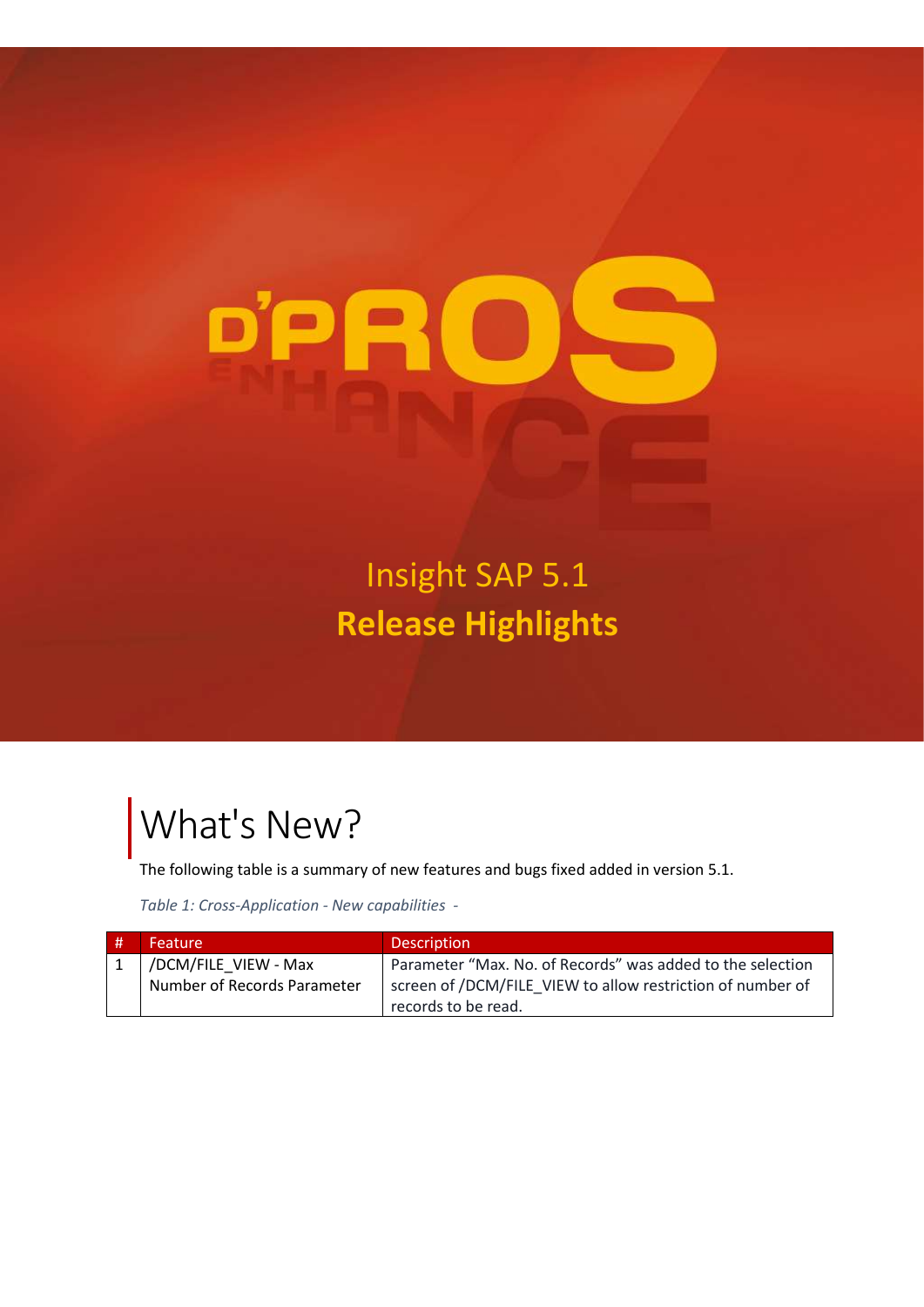# Insight SAP 5.1

# Release Highlights

## What's New?

The following table is a summary of new features and bugs fixed added in version 5.1.

*Table 1: Cross-Application - New capabilities -*

| # | Feature | Description |
|---|---|---|
| 1 | /DCM/FILE_VIEW - Max Number of Records Parameter | Parameter "Max. No. of Records" was added to the selection screen of /DCM/FILE_VIEW to allow restriction of number of records to be read. |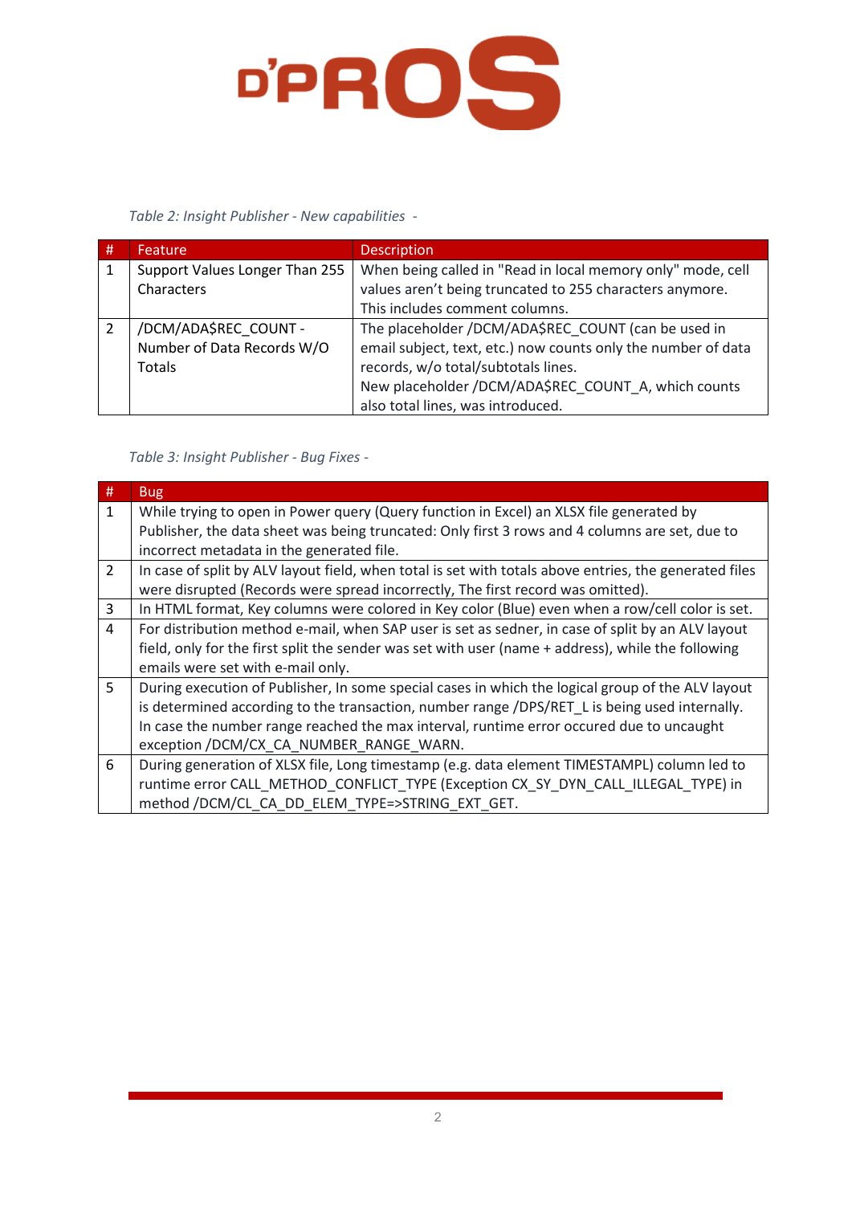*Table 2: Insight Publisher - New capabilities -*

| # | Feature | Description |
|---|---|---|
| 1 | Support Values Longer Than 255 Characters | When being called in "Read in local memory only" mode, cell values aren't being truncated to 255 characters anymore. This includes comment columns. |
| 2 | /DCM/ADA$REC_COUNT - Number of Data Records W/O Totals | The placeholder /DCM/ADA$REC_COUNT (can be used in email subject, text, etc.) now counts only the number of data records, w/o total/subtotals lines. New placeholder /DCM/ADA$REC_COUNT_A, which counts also total lines, was introduced. |

*Table 3: Insight Publisher - Bug Fixes -*

| # | Bug |
|---|---|
| 1 | While trying to open in Power query (Query function in Excel) an XLSX file generated by Publisher, the data sheet was being truncated: Only first 3 rows and 4 columns are set, due to incorrect metadata in the generated file. |
| 2 | In case of split by ALV layout field, when total is set with totals above entries, the generated files were disrupted (Records were spread incorrectly, The first record was omitted). |
| 3 | In HTML format, Key columns were colored in Key color (Blue) even when a row/cell color is set. |
| 4 | For distribution method e-mail, when SAP user is set as sedner, in case of split by an ALV layout field, only for the first split the sender was set with user (name + address), while the following emails were set with e-mail only. |
| 5 | During execution of Publisher, In some special cases in which the logical group of the ALV layout is determined according to the transaction, number range /DPS/RET_L is being used internally. In case the number range reached the max interval, runtime error occured due to uncaught exception /DCM/CX_CA_NUMBER_RANGE_WARN. |
| 6 | During generation of XLSX file, Long timestamp (e.g. data element TIMESTAMPL) column led to runtime error CALL_METHOD_CONFLICT_TYPE (Exception CX_SY_DYN_CALL_ILLEGAL_TYPE) in method /DCM/CL_CA_DD_ELEM_TYPE=>STRING_EXT_GET. |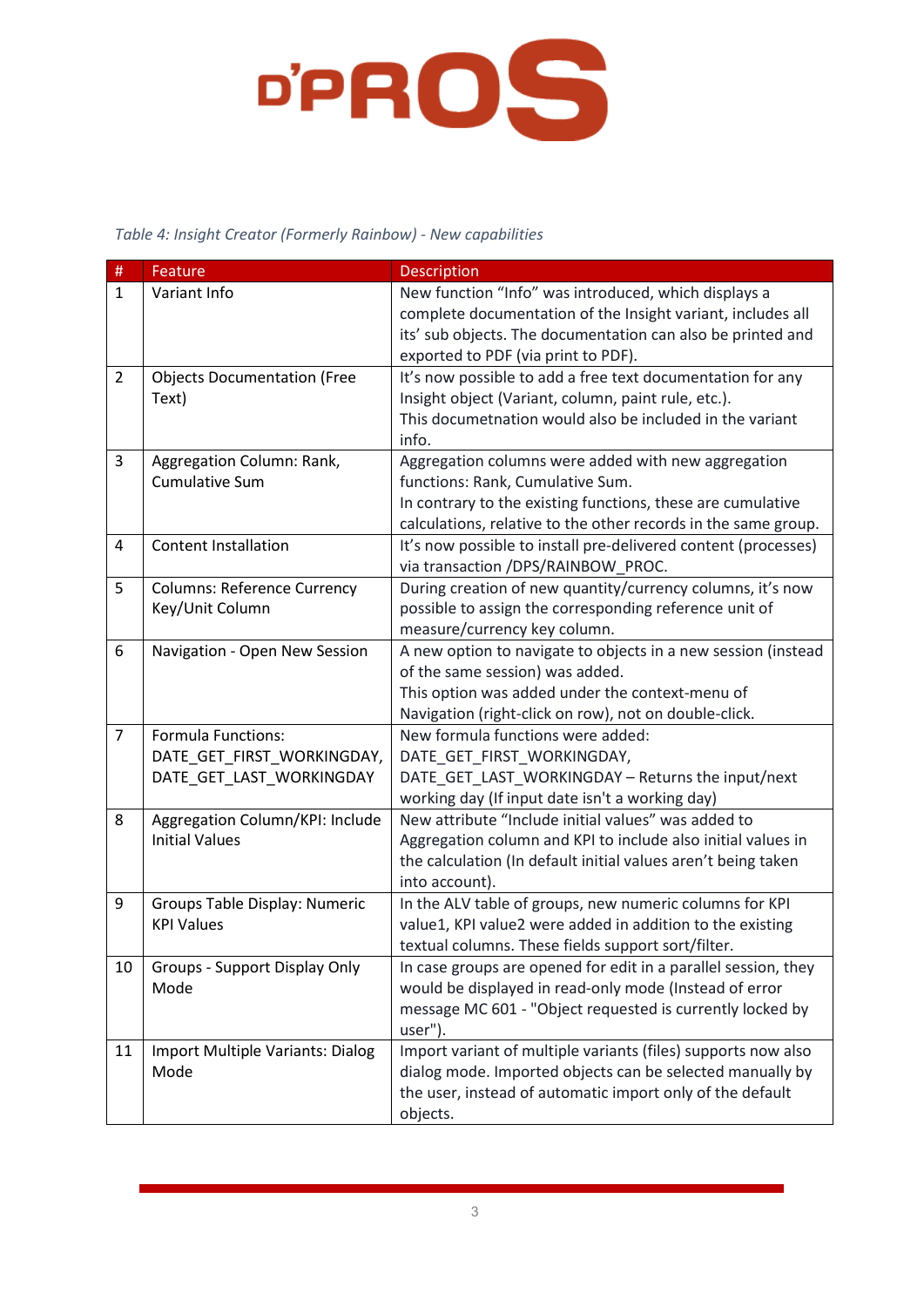*Table 4: Insight Creator (Formerly Rainbow) - New capabilities*

| # | Feature | Description |
|---|---|---|
| 1 | Variant Info | New function “Info” was introduced, which displays a complete documentation of the Insight variant, includes all its’ sub objects. The documentation can also be printed and exported to PDF (via print to PDF). |
| 2 | Objects Documentation (Free Text) | It’s now possible to add a free text documentation for any Insight object (Variant, column, paint rule, etc.).<br>This documetnation would also be included in the variant info. |
| 3 | Aggregation Column: Rank, Cumulative Sum | Aggregation columns were added with new aggregation functions: Rank, Cumulative Sum.<br>In contrary to the existing functions, these are cumulative calculations, relative to the other records in the same group. |
| 4 | Content Installation | It’s now possible to install pre-delivered content (processes) via transaction /DPS/RAINBOW_PROC. |
| 5 | Columns: Reference Currency Key/Unit Column | During creation of new quantity/currency columns, it’s now possible to assign the corresponding reference unit of measure/currency key column. |
| 6 | Navigation - Open New Session | A new option to navigate to objects in a new session (instead of the same session) was added.<br>This option was added under the context-menu of Navigation (right-click on row), not on double-click. |
| 7 | Formula Functions: DATE_GET_FIRST_WORKINGDAY, DATE_GET_LAST_WORKINGDAY | New formula functions were added:<br>DATE_GET_FIRST_WORKINGDAY,<br>DATE_GET_LAST_WORKINGDAY – Returns the input/next working day (If input date isn't a working day) |
| 8 | Aggregation Column/KPI: Include Initial Values | New attribute “Include initial values” was added to Aggregation column and KPI to include also initial values in the calculation (In default initial values aren’t being taken into account). |
| 9 | Groups Table Display: Numeric KPI Values | In the ALV table of groups, new numeric columns for KPI value1, KPI value2 were added in addition to the existing textual columns. These fields support sort/filter. |
| 10 | Groups - Support Display Only Mode | In case groups are opened for edit in a parallel session, they would be displayed in read-only mode (Instead of error message MC 601 - "Object requested is currently locked by user"). |
| 11 | Import Multiple Variants: Dialog Mode | Import variant of multiple variants (files) supports now also dialog mode. Imported objects can be selected manually by the user, instead of automatic import only of the default objects. |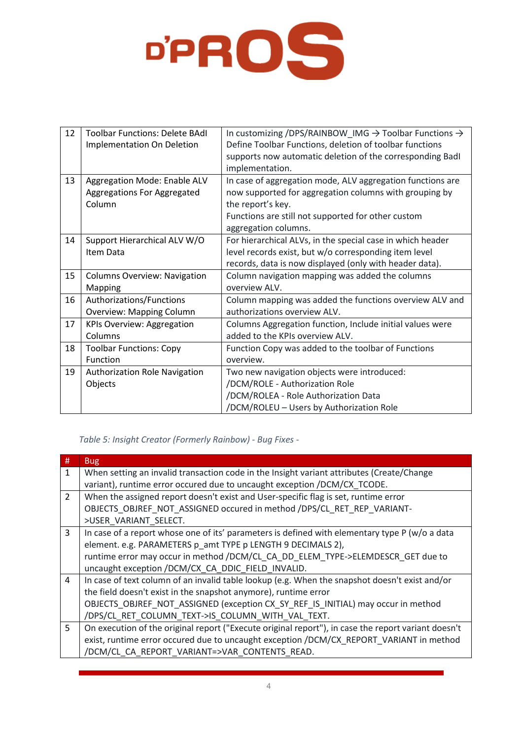| 12 | Toolbar Functions: Delete BAdI Implementation On Deletion | In customizing /DPS/RAINBOW_IMG → Toolbar Functions → Define Toolbar Functions, deletion of toolbar functions supports now automatic deletion of the corresponding BadI implementation. |
|---|---|---|
| 13 | Aggregation Mode: Enable ALV Aggregations For Aggregated Column | In case of aggregation mode, ALV aggregation functions are now supported for aggregation columns with grouping by the report's key.<br>Functions are still not supported for other custom aggregation columns. |
| 14 | Support Hierarchical ALV W/O Item Data | For hierarchical ALVs, in the special case in which header level records exist, but w/o corresponding item level records, data is now displayed (only with header data). |
| 15 | Columns Overview: Navigation Mapping | Column navigation mapping was added the columns overview ALV. |
| 16 | Authorizations/Functions Overview: Mapping Column | Column mapping was added the functions overview ALV and authorizations overview ALV. |
| 17 | KPIs Overview: Aggregation Columns | Columns Aggregation function, Include initial values were added to the KPIs overview ALV. |
| 18 | Toolbar Functions: Copy Function | Function Copy was added to the toolbar of Functions overview. |
| 19 | Authorization Role Navigation Objects | Two new navigation objects were introduced:<br>/DCM/ROLE - Authorization Role<br>/DCM/ROLEA - Role Authorization Data<br>/DCM/ROLEU – Users by Authorization Role |

*Table 5: Insight Creator (Formerly Rainbow) - Bug Fixes -*

| # | Bug |
|---|---|
| 1 | When setting an invalid transaction code in the Insight variant attributes (Create/Change variant), runtime error occured due to uncaught exception /DCM/CX_TCODE. |
| 2 | When the assigned report doesn't exist and User-specific flag is set, runtime error OBJECTS_OBJREF_NOT_ASSIGNED occured in method /DPS/CL_RET_REP_VARIANT->USER_VARIANT_SELECT. |
| 3 | In case of a report whose one of its' parameters is defined with elementary type P (w/o a data element. e.g. PARAMETERS p_amt TYPE p LENGTH 9 DECIMALS 2),<br>runtime error may occur in method /DCM/CL_CA_DD_ELEM_TYPE->ELEMDESCR_GET due to uncaught exception /DCM/CX_CA_DDIC_FIELD_INVALID. |
| 4 | In case of text column of an invalid table lookup (e.g. When the snapshot doesn't exist and/or the field doesn't exist in the snapshot anymore), runtime error OBJECTS_OBJREF_NOT_ASSIGNED (exception CX_SY_REF_IS_INITIAL) may occur in method /DPS/CL_RET_COLUMN_TEXT->IS_COLUMN_WITH_VAL_TEXT. |
| 5 | On execution of the original report ("Execute original report"), in case the report variant doesn't exist, runtime error occured due to uncaught exception /DCM/CX_REPORT_VARIANT in method /DCM/CL_CA_REPORT_VARIANT=>VAR_CONTENTS_READ. |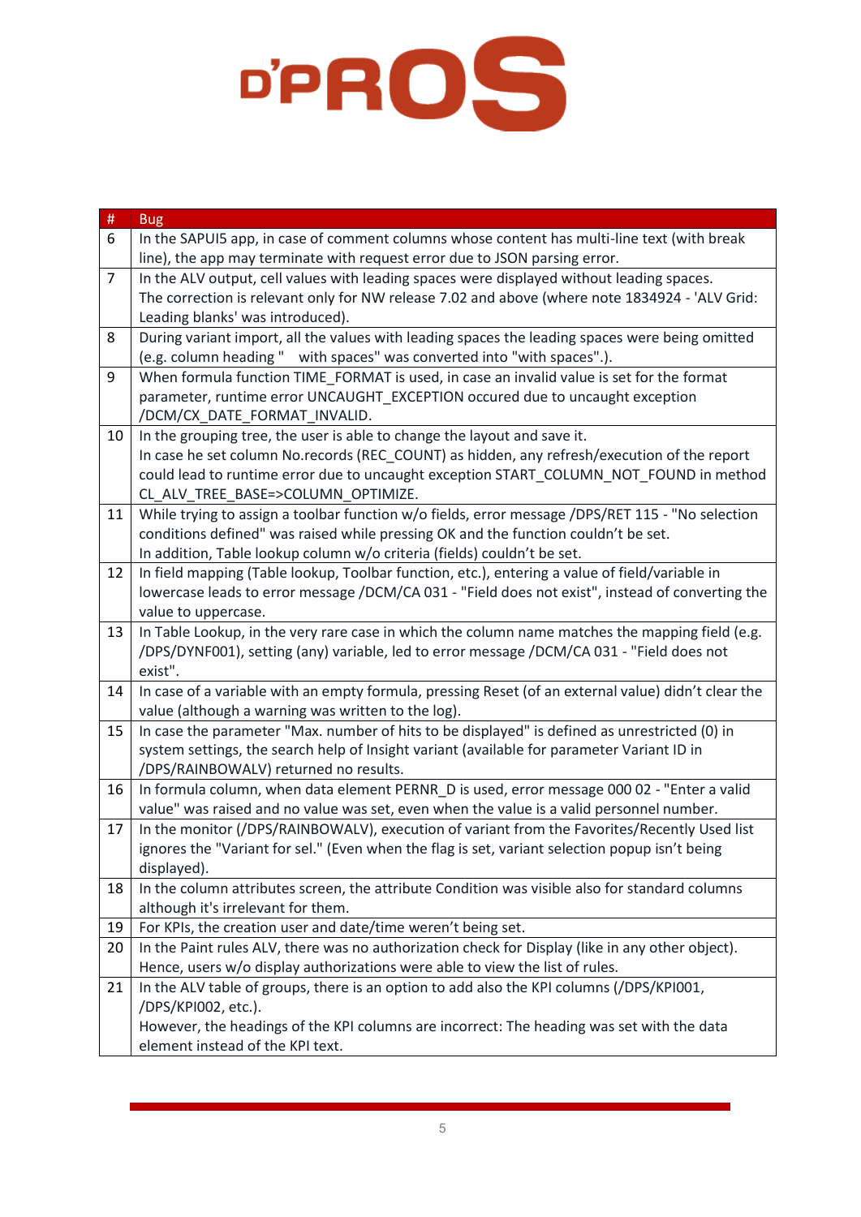| # | Bug |
|---|---|
| 6 | In the SAPUI5 app, in case of comment columns whose content has multi-line text (with break line), the app may terminate with request error due to JSON parsing error. |
| 7 | In the ALV output, cell values with leading spaces were displayed without leading spaces. The correction is relevant only for NW release 7.02 and above (where note 1834924 - 'ALV Grid: Leading blanks' was introduced). |
| 8 | During variant import, all the values with leading spaces the leading spaces were being omitted (e.g. column heading "    with spaces" was converted into "with spaces".). |
| 9 | When formula function TIME_FORMAT is used, in case an invalid value is set for the format parameter, runtime error UNCAUGHT_EXCEPTION occured due to uncaught exception /DCM/CX_DATE_FORMAT_INVALID. |
| 10 | In the grouping tree, the user is able to change the layout and save it. In case he set column No.records (REC_COUNT) as hidden, any refresh/execution of the report could lead to runtime error due to uncaught exception START_COLUMN_NOT_FOUND in method CL_ALV_TREE_BASE=>COLUMN_OPTIMIZE. |
| 11 | While trying to assign a toolbar function w/o fields, error message /DPS/RET 115 - "No selection conditions defined" was raised while pressing OK and the function couldn't be set. In addition, Table lookup column w/o criteria (fields) couldn't be set. |
| 12 | In field mapping (Table lookup, Toolbar function, etc.), entering a value of field/variable in lowercase leads to error message /DCM/CA 031 - "Field does not exist", instead of converting the value to uppercase. |
| 13 | In Table Lookup, in the very rare case in which the column name matches the mapping field (e.g. /DPS/DYNF001), setting (any) variable, led to error message /DCM/CA 031 - "Field does not exist". |
| 14 | In case of a variable with an empty formula, pressing Reset (of an external value) didn't clear the value (although a warning was written to the log). |
| 15 | In case the parameter "Max. number of hits to be displayed" is defined as unrestricted (0) in system settings, the search help of Insight variant (available for parameter Variant ID in /DPS/RAINBOWALV) returned no results. |
| 16 | In formula column, when data element PERNR_D is used, error message 000 02 - "Enter a valid value" was raised and no value was set, even when the value is a valid personnel number. |
| 17 | In the monitor (/DPS/RAINBOWALV), execution of variant from the Favorites/Recently Used list ignores the "Variant for sel." (Even when the flag is set, variant selection popup isn't being displayed). |
| 18 | In the column attributes screen, the attribute Condition was visible also for standard columns although it's irrelevant for them. |
| 19 | For KPIs, the creation user and date/time weren't being set. |
| 20 | In the Paint rules ALV, there was no authorization check for Display (like in any other object). Hence, users w/o display authorizations were able to view the list of rules. |
| 21 | In the ALV table of groups, there is an option to add also the KPI columns (/DPS/KPI001, /DPS/KPI002, etc.). However, the headings of the KPI columns are incorrect: The heading was set with the data element instead of the KPI text. |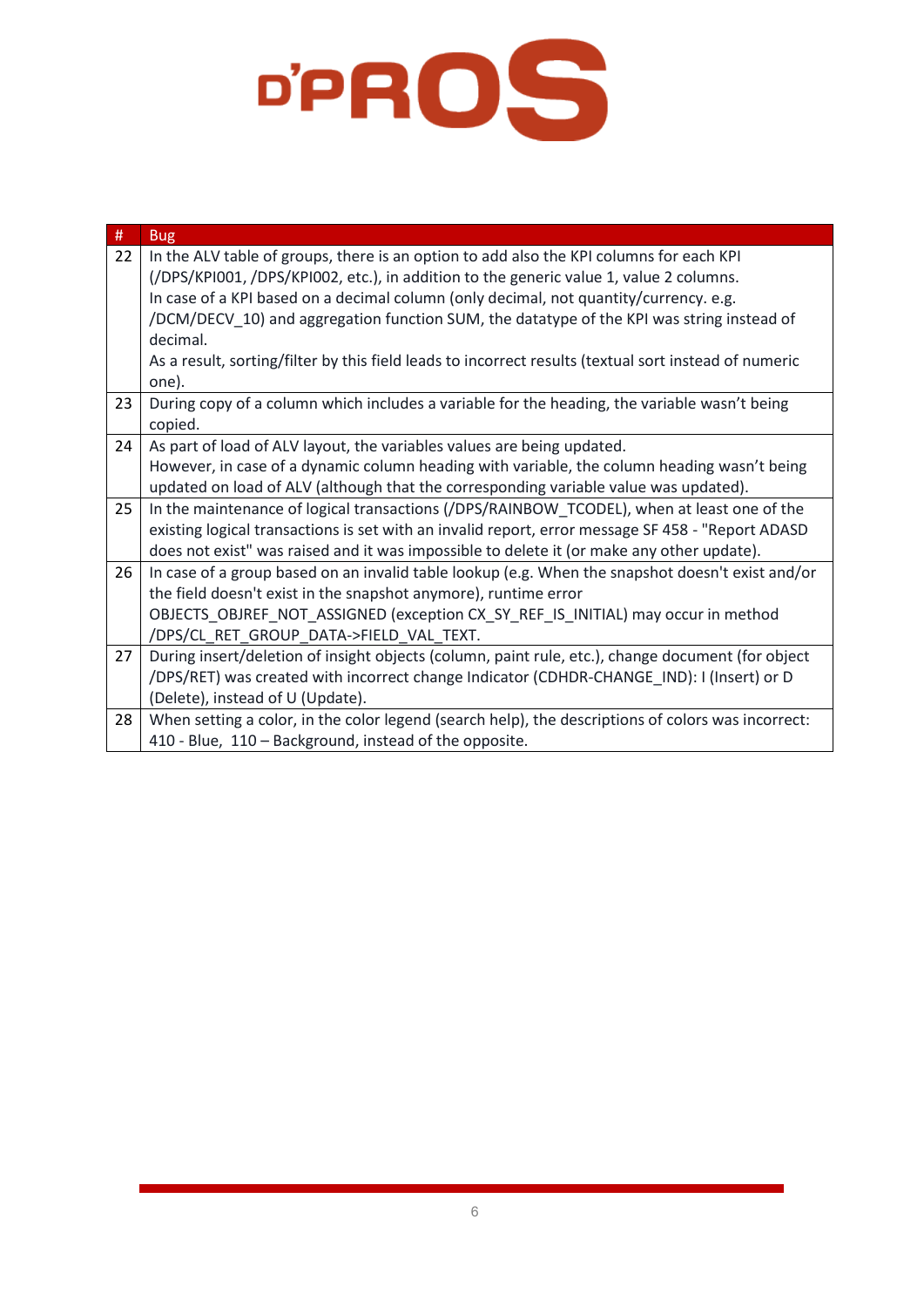| # | Bug |
|---|---|
| 22 | In the ALV table of groups, there is an option to add also the KPI columns for each KPI (/DPS/KPI001, /DPS/KPI002, etc.), in addition to the generic value 1, value 2 columns.<br>In case of a KPI based on a decimal column (only decimal, not quantity/currency. e.g. /DCM/DECV_10) and aggregation function SUM, the datatype of the KPI was string instead of decimal.<br>As a result, sorting/filter by this field leads to incorrect results (textual sort instead of numeric one). |
| 23 | During copy of a column which includes a variable for the heading, the variable wasn't being copied. |
| 24 | As part of load of ALV layout, the variables values are being updated.<br>However, in case of a dynamic column heading with variable, the column heading wasn't being updated on load of ALV (although that the corresponding variable value was updated). |
| 25 | In the maintenance of logical transactions (/DPS/RAINBOW_TCODEL), when at least one of the existing logical transactions is set with an invalid report, error message SF 458 - "Report ADASD does not exist" was raised and it was impossible to delete it (or make any other update). |
| 26 | In case of a group based on an invalid table lookup (e.g. When the snapshot doesn't exist and/or the field doesn't exist in the snapshot anymore), runtime error OBJECTS_OBJREF_NOT_ASSIGNED (exception CX_SY_REF_IS_INITIAL) may occur in method /DPS/CL_RET_GROUP_DATA->FIELD_VAL_TEXT. |
| 27 | During insert/deletion of insight objects (column, paint rule, etc.), change document (for object /DPS/RET) was created with incorrect change Indicator (CDHDR-CHANGE_IND): I (Insert) or D (Delete), instead of U (Update). |
| 28 | When setting a color, in the color legend (search help), the descriptions of colors was incorrect: 410 - Blue, 110 – Background, instead of the opposite. |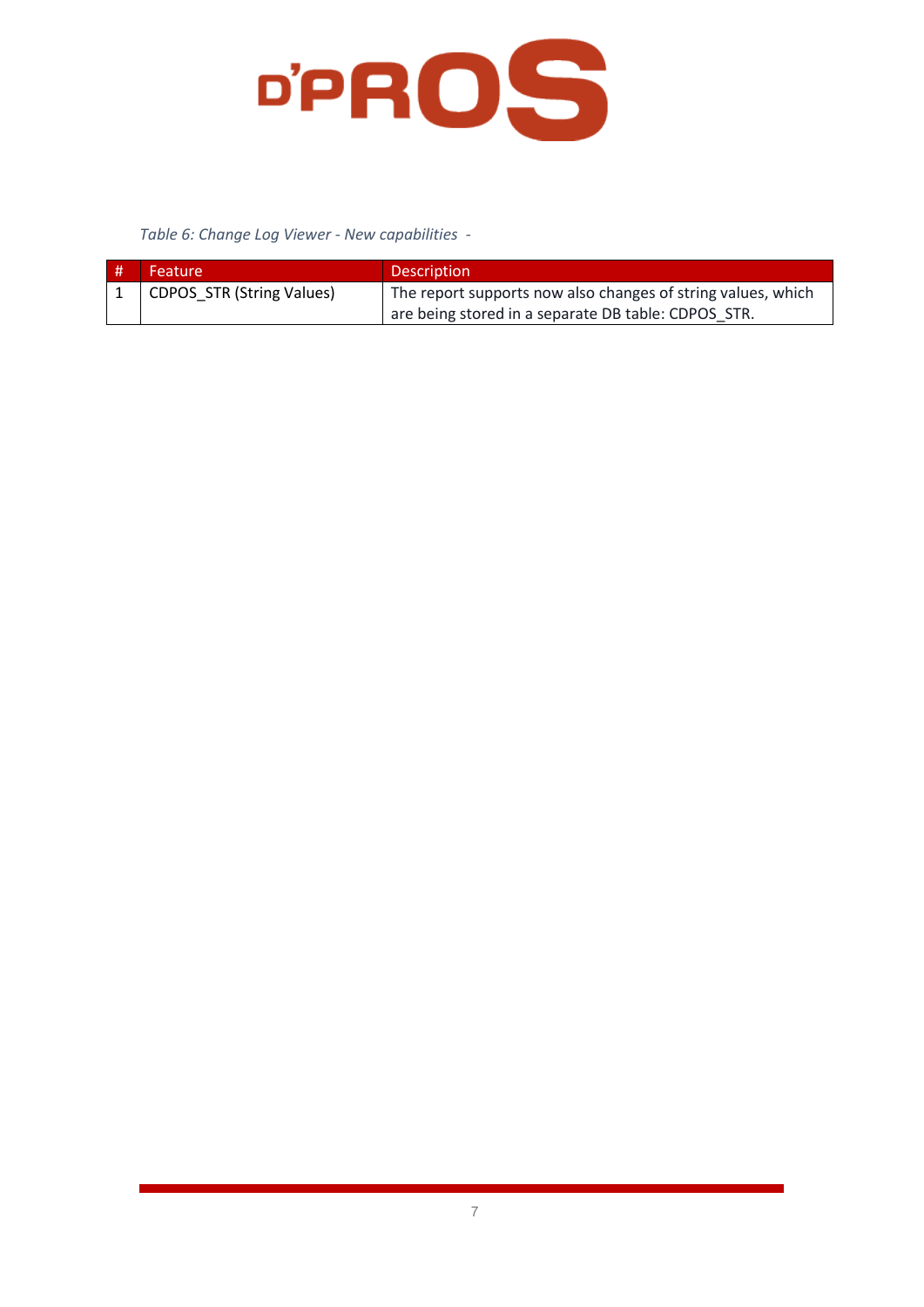*Table 6: Change Log Viewer - New capabilities -*

| # | Feature | Description |
|---|---|---|
| 1 | CDPOS_STR (String Values) | The report supports now also changes of string values, which are being stored in a separate DB table: CDPOS_STR. |